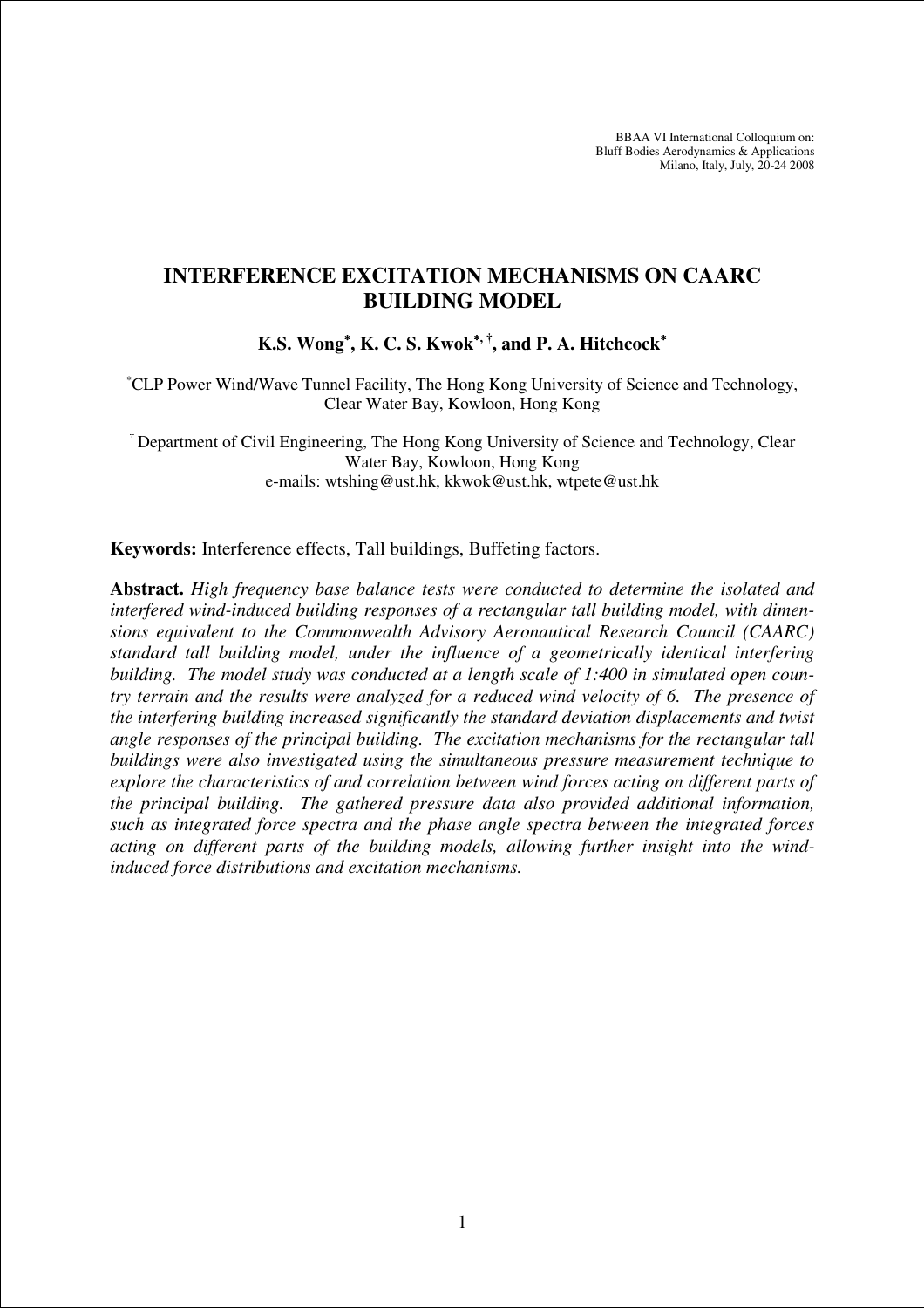BBAA VI International Colloquium on:
Bluff Bodies Aerodynamics & Applications
Milano, Italy, July, 20-24 2008

# INTERFERENCE EXCITATION MECHANISMS ON CAARC BUILDING MODEL

**K.S. Wong[*], K. C. S. Kwok[*, †], and P. A. Hitchcock[*]**

[*] CLP Power Wind/Wave Tunnel Facility, The Hong Kong University of Science and Technology, Clear Water Bay, Kowloon, Hong Kong

[†] Department of Civil Engineering, The Hong Kong University of Science and Technology, Clear Water Bay, Kowloon, Hong Kong
e-mails: wtshing@ust.hk, kkwok@ust.hk, wtpete@ust.hk

**Keywords:** Interference effects, Tall buildings, Buffeting factors.

**Abstract.** *High frequency base balance tests were conducted to determine the isolated and interfered wind-induced building responses of a rectangular tall building model, with dimensions equivalent to the Commonwealth Advisory Aeronautical Research Council (CAARC) standard tall building model, under the influence of a geometrically identical interfering building. The model study was conducted at a length scale of 1:400 in simulated open country terrain and the results were analyzed for a reduced wind velocity of 6. The presence of the interfering building increased significantly the standard deviation displacements and twist angle responses of the principal building. The excitation mechanisms for the rectangular tall buildings were also investigated using the simultaneous pressure measurement technique to explore the characteristics of and correlation between wind forces acting on different parts of the principal building. The gathered pressure data also provided additional information, such as integrated force spectra and the phase angle spectra between the integrated forces acting on different parts of the building models, allowing further insight into the wind-induced force distributions and excitation mechanisms.*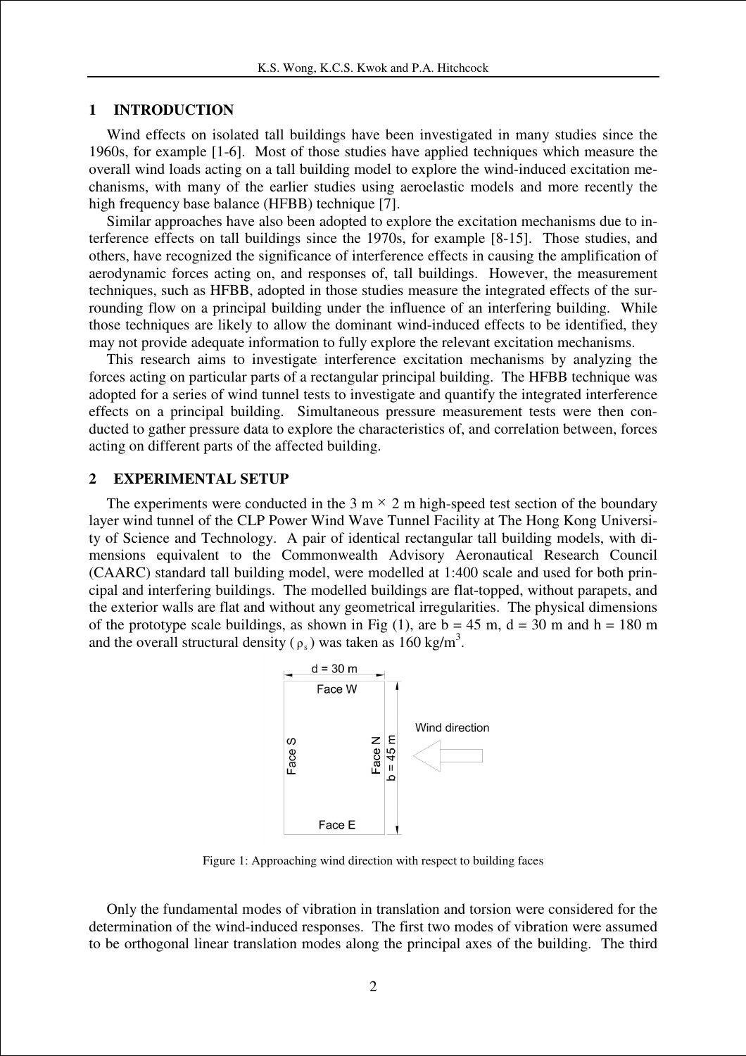## 1 INTRODUCTION

Wind effects on isolated tall buildings have been investigated in many studies since the 1960s, for example [1-6]. Most of those studies have applied techniques which measure the overall wind loads acting on a tall building model to explore the wind-induced excitation mechanisms, with many of the earlier studies using aeroelastic models and more recently the high frequency base balance (HFBB) technique [7].

Similar approaches have also been adopted to explore the excitation mechanisms due to interference effects on tall buildings since the 1970s, for example [8-15]. Those studies, and others, have recognized the significance of interference effects in causing the amplification of aerodynamic forces acting on, and responses of, tall buildings. However, the measurement techniques, such as HFBB, adopted in those studies measure the integrated effects of the surrounding flow on a principal building under the influence of an interfering building. While those techniques are likely to allow the dominant wind-induced effects to be identified, they may not provide adequate information to fully explore the relevant excitation mechanisms.

This research aims to investigate interference excitation mechanisms by analyzing the forces acting on particular parts of a rectangular principal building. The HFBB technique was adopted for a series of wind tunnel tests to investigate and quantify the integrated interference effects on a principal building. Simultaneous pressure measurement tests were then conducted to gather pressure data to explore the characteristics of, and correlation between, forces acting on different parts of the affected building.

## 2 EXPERIMENTAL SETUP

The experiments were conducted in the 3 m × 2 m high-speed test section of the boundary layer wind tunnel of the CLP Power Wind Wave Tunnel Facility at The Hong Kong University of Science and Technology. A pair of identical rectangular tall building models, with dimensions equivalent to the Commonwealth Advisory Aeronautical Research Council (CAARC) standard tall building model, were modelled at 1:400 scale and used for both principal and interfering buildings. The modelled buildings are flat-topped, without parapets, and the exterior walls are flat and without any geometrical irregularities. The physical dimensions of the prototype scale buildings, as shown in Fig (1), are b = 45 m, d = 30 m and h = 180 m and the overall structural density ($\rho_s$) was taken as 160 kg/m$^3$.

Figure 1: Approaching wind direction with respect to building faces

Only the fundamental modes of vibration in translation and torsion were considered for the determination of the wind-induced responses. The first two modes of vibration were assumed to be orthogonal linear translation modes along the principal axes of the building. The third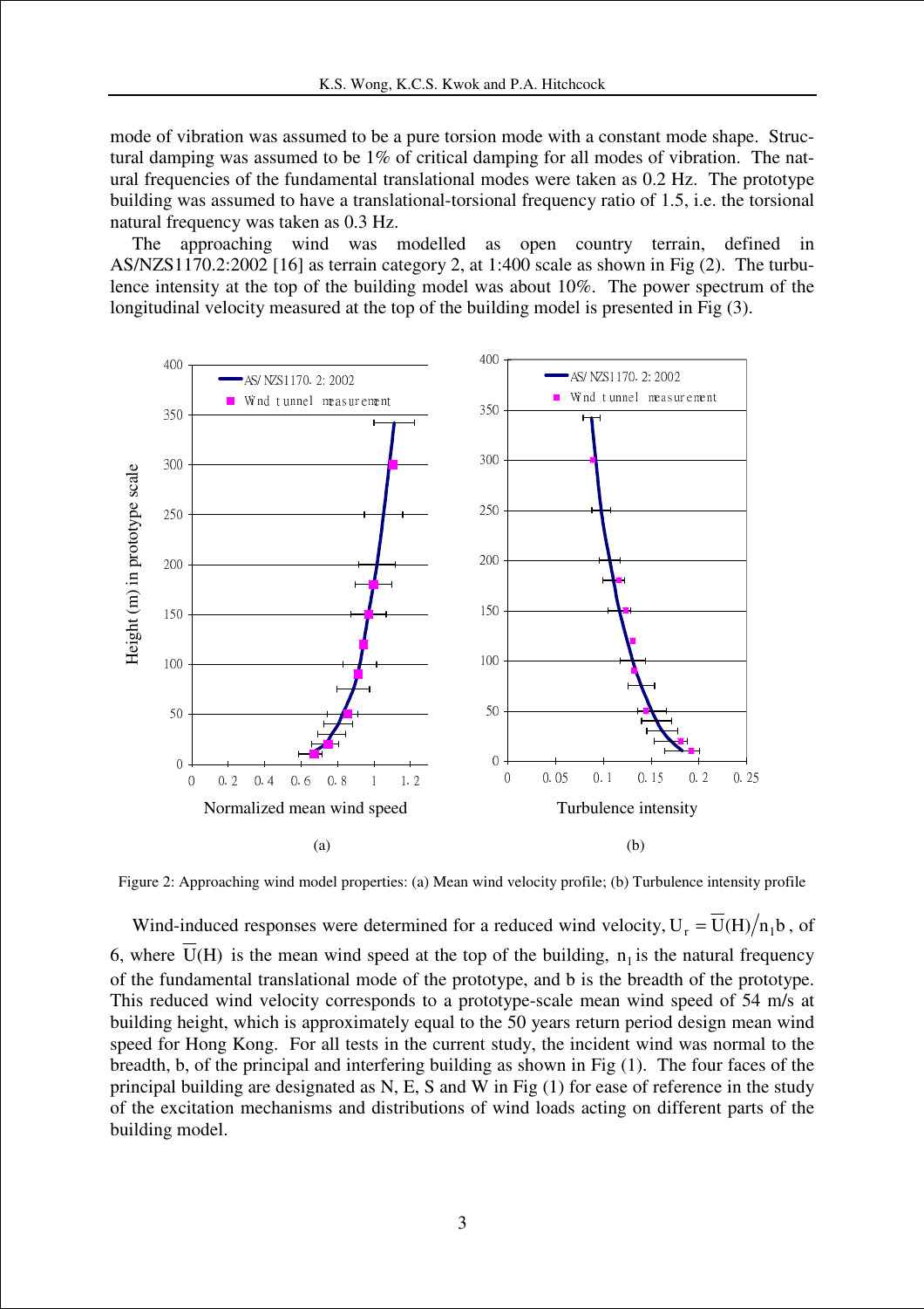mode of vibration was assumed to be a pure torsion mode with a constant mode shape. Structural damping was assumed to be 1% of critical damping for all modes of vibration. The natural frequencies of the fundamental translational modes were taken as 0.2 Hz. The prototype building was assumed to have a translational-torsional frequency ratio of 1.5, i.e. the torsional natural frequency was taken as 0.3 Hz.

The approaching wind was modelled as open country terrain, defined in AS/NZS1170.2:2002 [16] as terrain category 2, at 1:400 scale as shown in Fig (2). The turbulence intensity at the top of the building model was about 10%. The power spectrum of the longitudinal velocity measured at the top of the building model is presented in Fig (3).

Figure 2: Approaching wind model properties: (a) Mean wind velocity profile; (b) Turbulence intensity profile

Wind-induced responses were determined for a reduced wind velocity, $U_r = \overline{U}(H)/n_1 b$, of 6, where $\overline{U}(H)$ is the mean wind speed at the top of the building, $n_1$ is the natural frequency of the fundamental translational mode of the prototype, and b is the breadth of the prototype. This reduced wind velocity corresponds to a prototype-scale mean wind speed of 54 m/s at building height, which is approximately equal to the 50 years return period design mean wind speed for Hong Kong. For all tests in the current study, the incident wind was normal to the breadth, b, of the principal and interfering building as shown in Fig (1). The four faces of the principal building are designated as N, E, S and W in Fig (1) for ease of reference in the study of the excitation mechanisms and distributions of wind loads acting on different parts of the building model.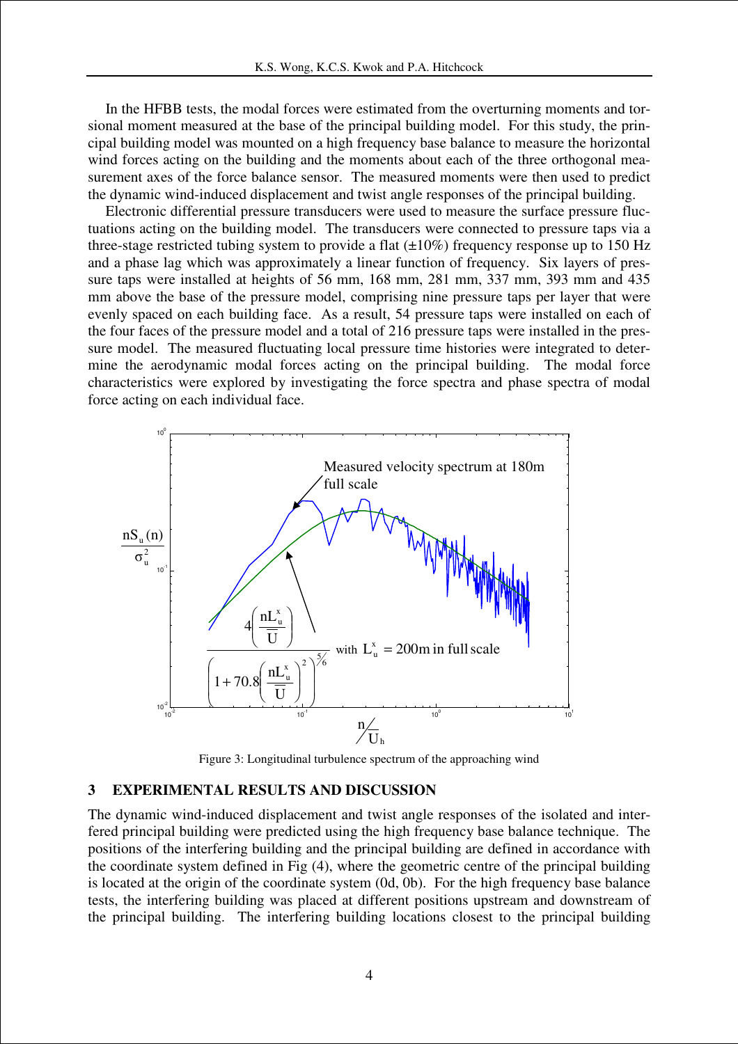In the HFBB tests, the modal forces were estimated from the overturning moments and torsional moment measured at the base of the principal building model. For this study, the principal building model was mounted on a high frequency base balance to measure the horizontal wind forces acting on the building and the moments about each of the three orthogonal measurement axes of the force balance sensor. The measured moments were then used to predict the dynamic wind-induced displacement and twist angle responses of the principal building.

Electronic differential pressure transducers were used to measure the surface pressure fluctuations acting on the building model. The transducers were connected to pressure taps via a three-stage restricted tubing system to provide a flat (±10%) frequency response up to 150 Hz and a phase lag which was approximately a linear function of frequency. Six layers of pressure taps were installed at heights of 56 mm, 168 mm, 281 mm, 337 mm, 393 mm and 435 mm above the base of the pressure model, comprising nine pressure taps per layer that were evenly spaced on each building face. As a result, 54 pressure taps were installed on each of the four faces of the pressure model and a total of 216 pressure taps were installed in the pressure model. The measured fluctuating local pressure time histories were integrated to determine the aerodynamic modal forces acting on the principal building. The modal force characteristics were explored by investigating the force spectra and phase spectra of modal force acting on each individual face.

Figure 3: Longitudinal turbulence spectrum of the approaching wind

## 3 EXPERIMENTAL RESULTS AND DISCUSSION

The dynamic wind-induced displacement and twist angle responses of the isolated and interfered principal building were predicted using the high frequency base balance technique. The positions of the interfering building and the principal building are defined in accordance with the coordinate system defined in Fig (4), where the geometric centre of the principal building is located at the origin of the coordinate system (0d, 0b). For the high frequency base balance tests, the interfering building was placed at different positions upstream and downstream of the principal building. The interfering building locations closest to the principal building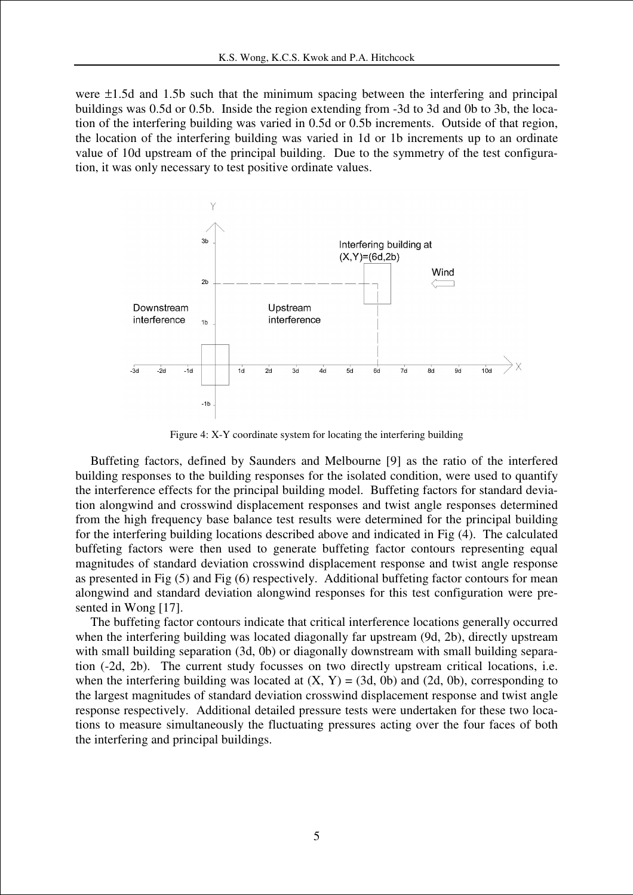were ±1.5d and 1.5b such that the minimum spacing between the interfering and principal buildings was 0.5d or 0.5b. Inside the region extending from -3d to 3d and 0b to 3b, the location of the interfering building was varied in 0.5d or 0.5b increments. Outside of that region, the location of the interfering building was varied in 1d or 1b increments up to an ordinate value of 10d upstream of the principal building. Due to the symmetry of the test configuration, it was only necessary to test positive ordinate values.

Figure 4: X-Y coordinate system for locating the interfering building

Buffeting factors, defined by Saunders and Melbourne [9] as the ratio of the interfered building responses to the building responses for the isolated condition, were used to quantify the interference effects for the principal building model. Buffeting factors for standard deviation alongwind and crosswind displacement responses and twist angle responses determined from the high frequency base balance test results were determined for the principal building for the interfering building locations described above and indicated in Fig (4). The calculated buffeting factors were then used to generate buffeting factor contours representing equal magnitudes of standard deviation crosswind displacement response and twist angle response as presented in Fig (5) and Fig (6) respectively. Additional buffeting factor contours for mean alongwind and standard deviation alongwind responses for this test configuration were presented in Wong [17].

The buffeting factor contours indicate that critical interference locations generally occurred when the interfering building was located diagonally far upstream (9d, 2b), directly upstream with small building separation (3d, 0b) or diagonally downstream with small building separation (-2d, 2b). The current study focusses on two directly upstream critical locations, i.e. when the interfering building was located at (X, Y) = (3d, 0b) and (2d, 0b), corresponding to the largest magnitudes of standard deviation crosswind displacement response and twist angle response respectively. Additional detailed pressure tests were undertaken for these two locations to measure simultaneously the fluctuating pressures acting over the four faces of both the interfering and principal buildings.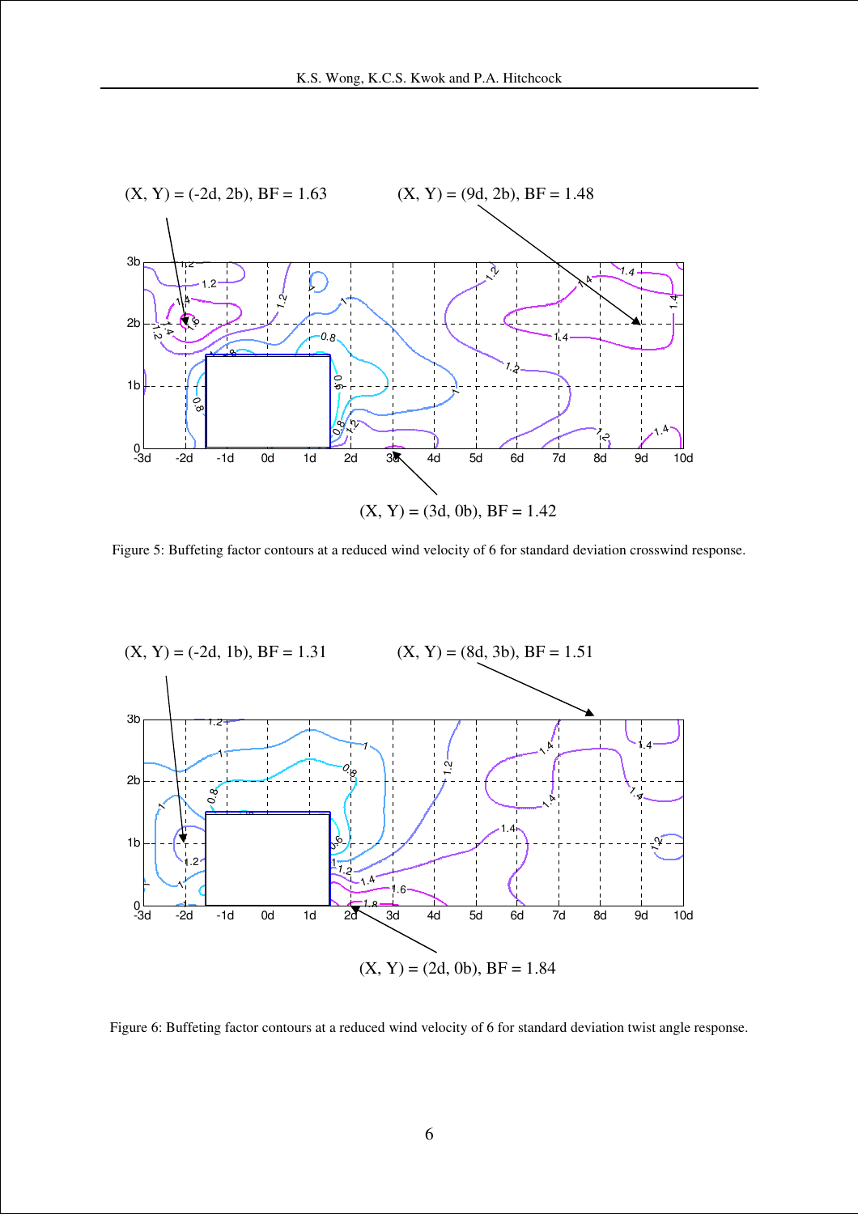(X, Y) = (-2d, 2b), BF = 1.63

(X, Y) = (9d, 2b), BF = 1.48

(X, Y) = (3d, 0b), BF = 1.42

Figure 5: Buffeting factor contours at a reduced wind velocity of 6 for standard deviation crosswind response.

(X, Y) = (-2d, 1b), BF = 1.31

(X, Y) = (8d, 3b), BF = 1.51

(X, Y) = (2d, 0b), BF = 1.84

Figure 6: Buffeting factor contours at a reduced wind velocity of 6 for standard deviation twist angle response.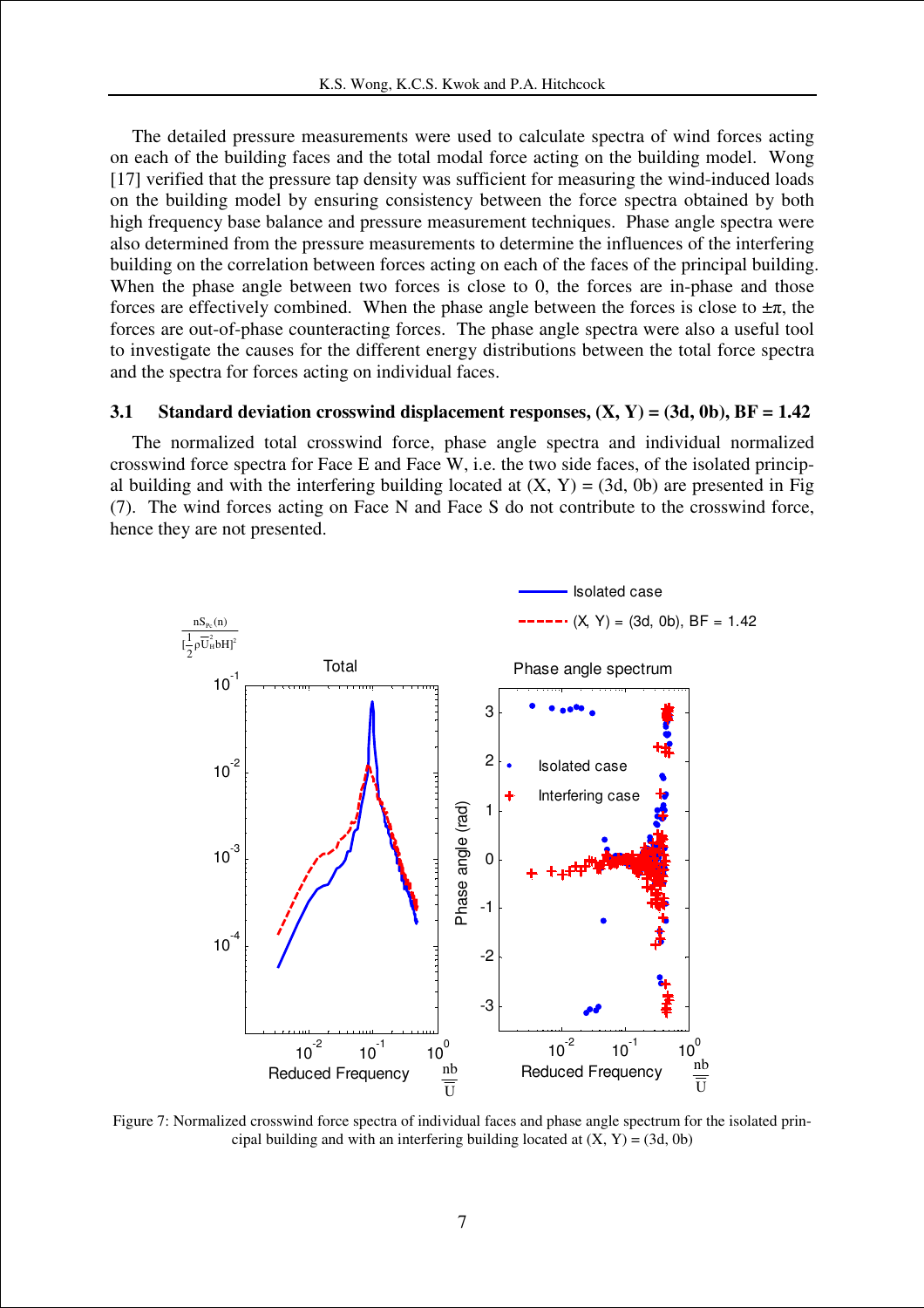The detailed pressure measurements were used to calculate spectra of wind forces acting on each of the building faces and the total modal force acting on the building model. Wong [17] verified that the pressure tap density was sufficient for measuring the wind-induced loads on the building model by ensuring consistency between the force spectra obtained by both high frequency base balance and pressure measurement techniques. Phase angle spectra were also determined from the pressure measurements to determine the influences of the interfering building on the correlation between forces acting on each of the faces of the principal building. When the phase angle between two forces is close to 0, the forces are in-phase and those forces are effectively combined. When the phase angle between the forces is close to $\pm\pi$, the forces are out-of-phase counteracting forces. The phase angle spectra were also a useful tool to investigate the causes for the different energy distributions between the total force spectra and the spectra for forces acting on individual faces.

### 3.1 Standard deviation crosswind displacement responses, (X, Y) = (3d, 0b), BF = 1.42

The normalized total crosswind force, phase angle spectra and individual normalized crosswind force spectra for Face E and Face W, i.e. the two side faces, of the isolated principal building and with the interfering building located at (X, Y) = (3d, 0b) are presented in Fig (7). The wind forces acting on Face N and Face S do not contribute to the crosswind force, hence they are not presented.

Figure 7: Normalized crosswind force spectra of individual faces and phase angle spectrum for the isolated principal building and with an interfering building located at (X, Y) = (3d, 0b)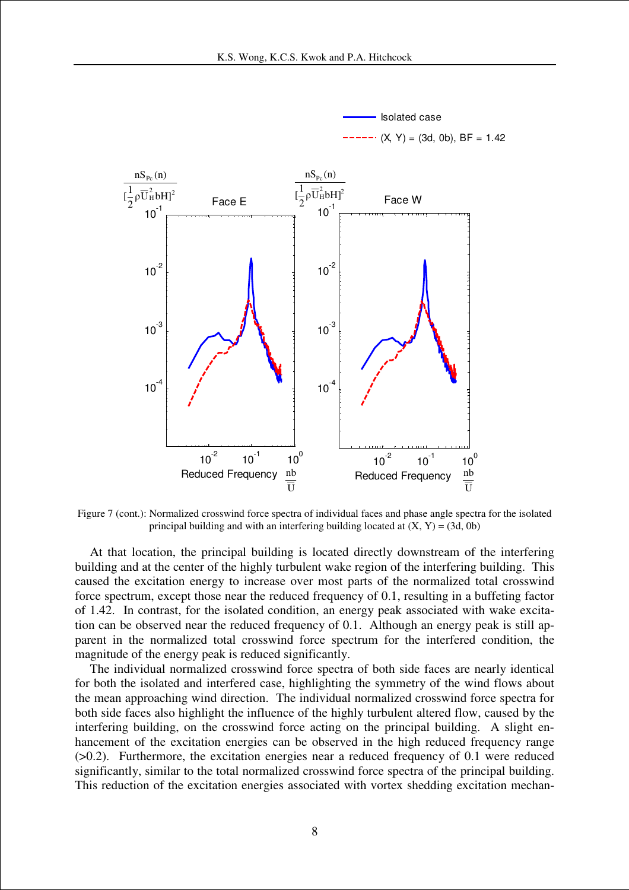Figure 7 (cont.): Normalized crosswind force spectra of individual faces and phase angle spectra for the isolated principal building and with an interfering building located at (X, Y) = (3d, 0b)

At that location, the principal building is located directly downstream of the interfering building and at the center of the highly turbulent wake region of the interfering building. This caused the excitation energy to increase over most parts of the normalized total crosswind force spectrum, except those near the reduced frequency of 0.1, resulting in a buffeting factor of 1.42. In contrast, for the isolated condition, an energy peak associated with wake excitation can be observed near the reduced frequency of 0.1. Although an energy peak is still apparent in the normalized total crosswind force spectrum for the interfered condition, the magnitude of the energy peak is reduced significantly.

The individual normalized crosswind force spectra of both side faces are nearly identical for both the isolated and interfered case, highlighting the symmetry of the wind flows about the mean approaching wind direction. The individual normalized crosswind force spectra for both side faces also highlight the influence of the highly turbulent altered flow, caused by the interfering building, on the crosswind force acting on the principal building. A slight enhancement of the excitation energies can be observed in the high reduced frequency range (>0.2). Furthermore, the excitation energies near a reduced frequency of 0.1 were reduced significantly, similar to the total normalized crosswind force spectra of the principal building. This reduction of the excitation energies associated with vortex shedding excitation mechan-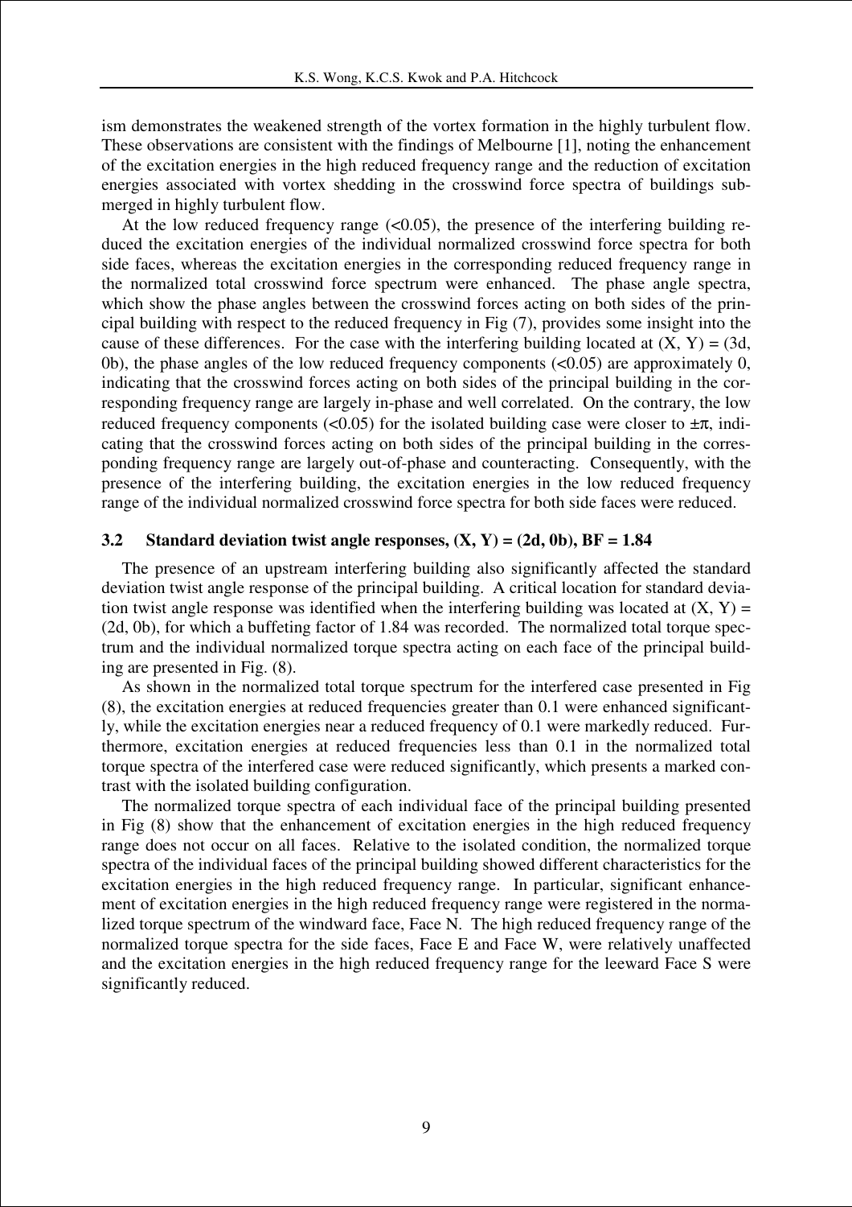ism demonstrates the weakened strength of the vortex formation in the highly turbulent flow. These observations are consistent with the findings of Melbourne [1], noting the enhancement of the excitation energies in the high reduced frequency range and the reduction of excitation energies associated with vortex shedding in the crosswind force spectra of buildings submerged in highly turbulent flow.

At the low reduced frequency range (<0.05), the presence of the interfering building reduced the excitation energies of the individual normalized crosswind force spectra for both side faces, whereas the excitation energies in the corresponding reduced frequency range in the normalized total crosswind force spectrum were enhanced. The phase angle spectra, which show the phase angles between the crosswind forces acting on both sides of the principal building with respect to the reduced frequency in Fig (7), provides some insight into the cause of these differences. For the case with the interfering building located at (X, Y) = (3d, 0b), the phase angles of the low reduced frequency components (<0.05) are approximately 0, indicating that the crosswind forces acting on both sides of the principal building in the corresponding frequency range are largely in-phase and well correlated. On the contrary, the low reduced frequency components (<0.05) for the isolated building case were closer to $\pm\pi$, indicating that the crosswind forces acting on both sides of the principal building in the corresponding frequency range are largely out-of-phase and counteracting. Consequently, with the presence of the interfering building, the excitation energies in the low reduced frequency range of the individual normalized crosswind force spectra for both side faces were reduced.

### 3.2 Standard deviation twist angle responses, (X, Y) = (2d, 0b), BF = 1.84

The presence of an upstream interfering building also significantly affected the standard deviation twist angle response of the principal building. A critical location for standard deviation twist angle response was identified when the interfering building was located at (X, Y) = (2d, 0b), for which a buffeting factor of 1.84 was recorded. The normalized total torque spectrum and the individual normalized torque spectra acting on each face of the principal building are presented in Fig. (8).

As shown in the normalized total torque spectrum for the interfered case presented in Fig (8), the excitation energies at reduced frequencies greater than 0.1 were enhanced significantly, while the excitation energies near a reduced frequency of 0.1 were markedly reduced. Furthermore, excitation energies at reduced frequencies less than 0.1 in the normalized total torque spectra of the interfered case were reduced significantly, which presents a marked contrast with the isolated building configuration.

The normalized torque spectra of each individual face of the principal building presented in Fig (8) show that the enhancement of excitation energies in the high reduced frequency range does not occur on all faces. Relative to the isolated condition, the normalized torque spectra of the individual faces of the principal building showed different characteristics for the excitation energies in the high reduced frequency range. In particular, significant enhancement of excitation energies in the high reduced frequency range were registered in the normalized torque spectrum of the windward face, Face N. The high reduced frequency range of the normalized torque spectra for the side faces, Face E and Face W, were relatively unaffected and the excitation energies in the high reduced frequency range for the leeward Face S were significantly reduced.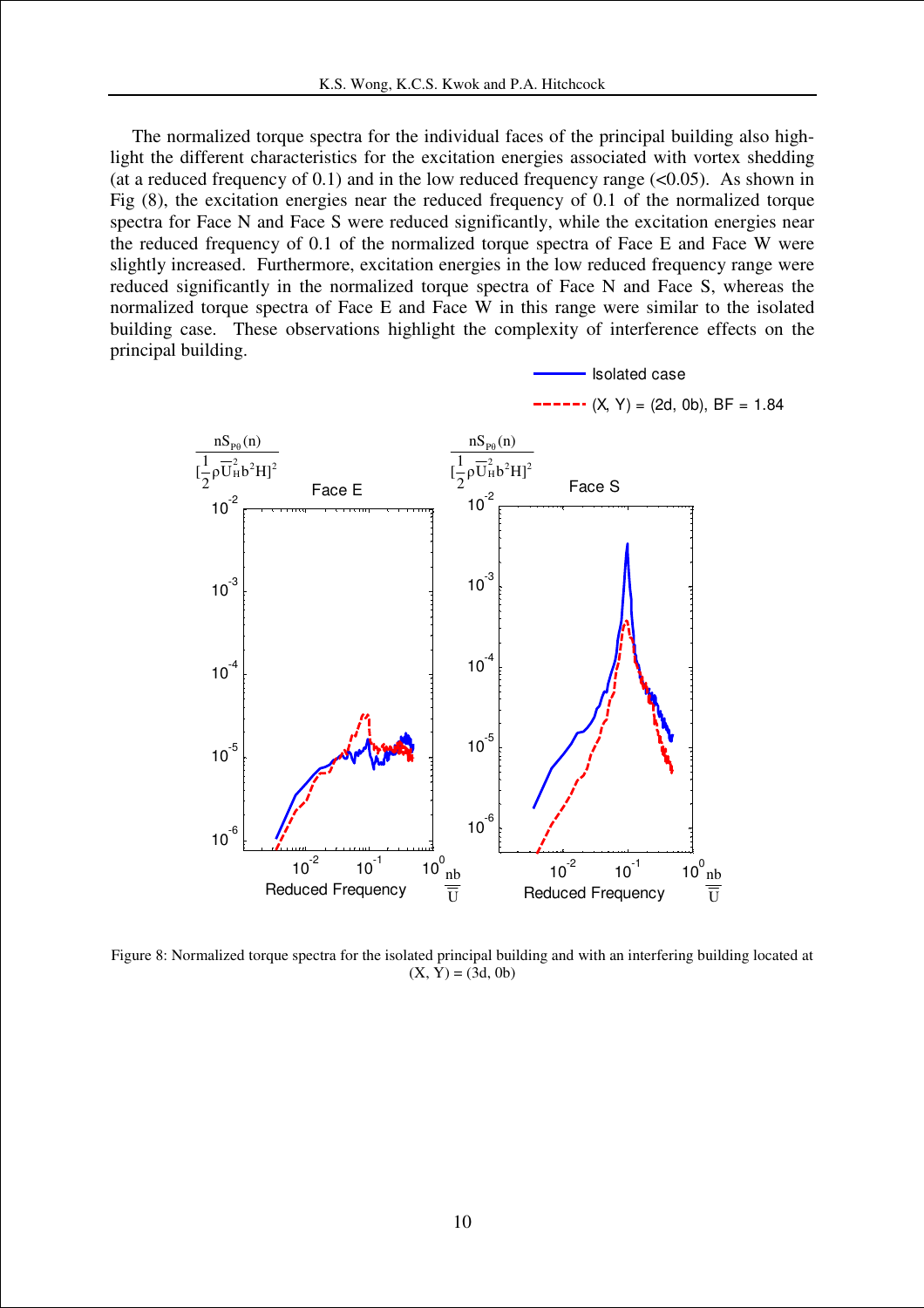The normalized torque spectra for the individual faces of the principal building also highlight the different characteristics for the excitation energies associated with vortex shedding (at a reduced frequency of 0.1) and in the low reduced frequency range (<0.05). As shown in Fig (8), the excitation energies near the reduced frequency of 0.1 of the normalized torque spectra for Face N and Face S were reduced significantly, while the excitation energies near the reduced frequency of 0.1 of the normalized torque spectra of Face E and Face W were slightly increased. Furthermore, excitation energies in the low reduced frequency range were reduced significantly in the normalized torque spectra of Face N and Face S, whereas the normalized torque spectra of Face E and Face W in this range were similar to the isolated building case. These observations highlight the complexity of interference effects on the principal building.

Figure 8: Normalized torque spectra for the isolated principal building and with an interfering building located at (X, Y) = (3d, 0b)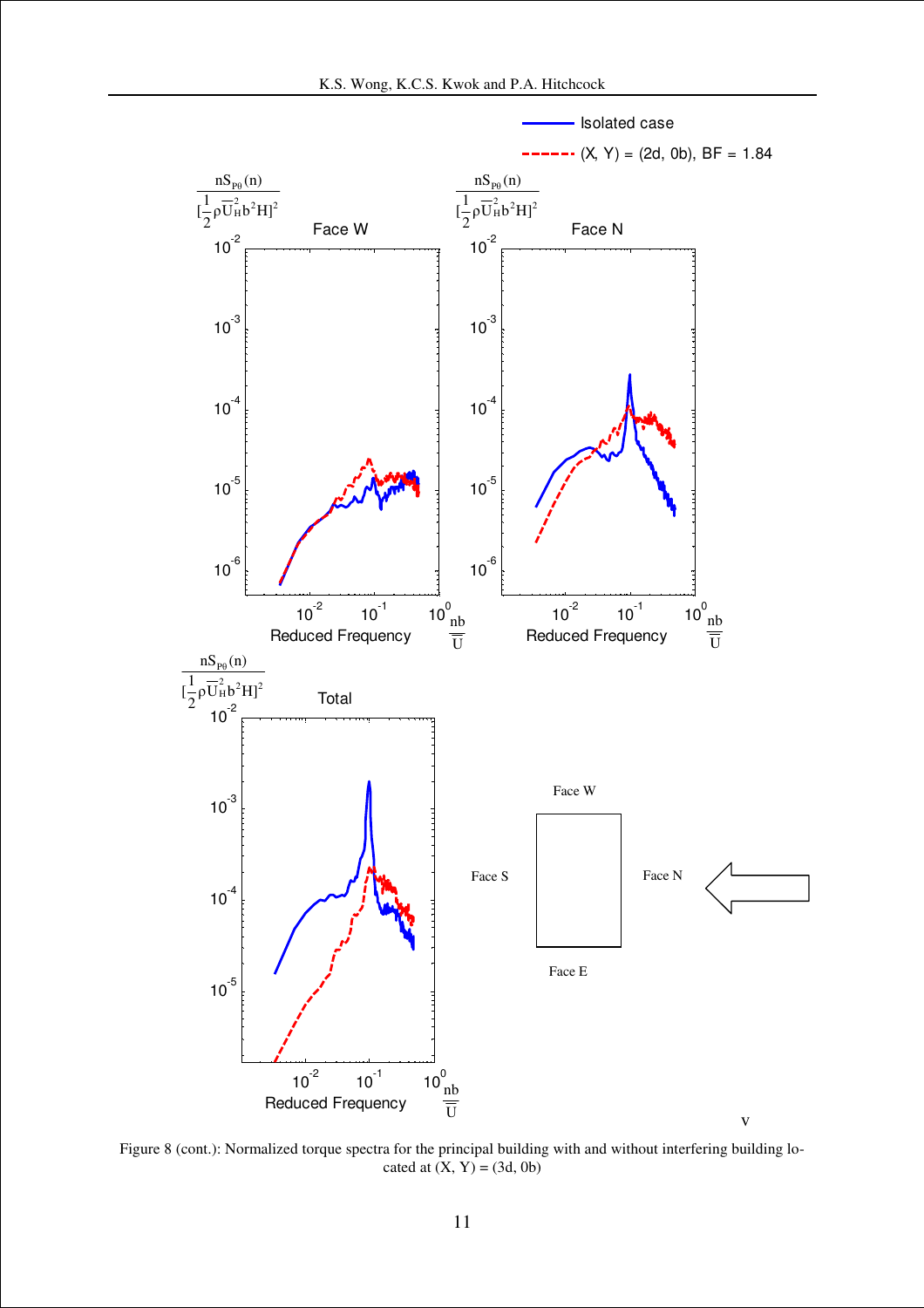Figure 8 (cont.): Normalized torque spectra for the principal building with and without interfering building located at (X, Y) = (3d, 0b)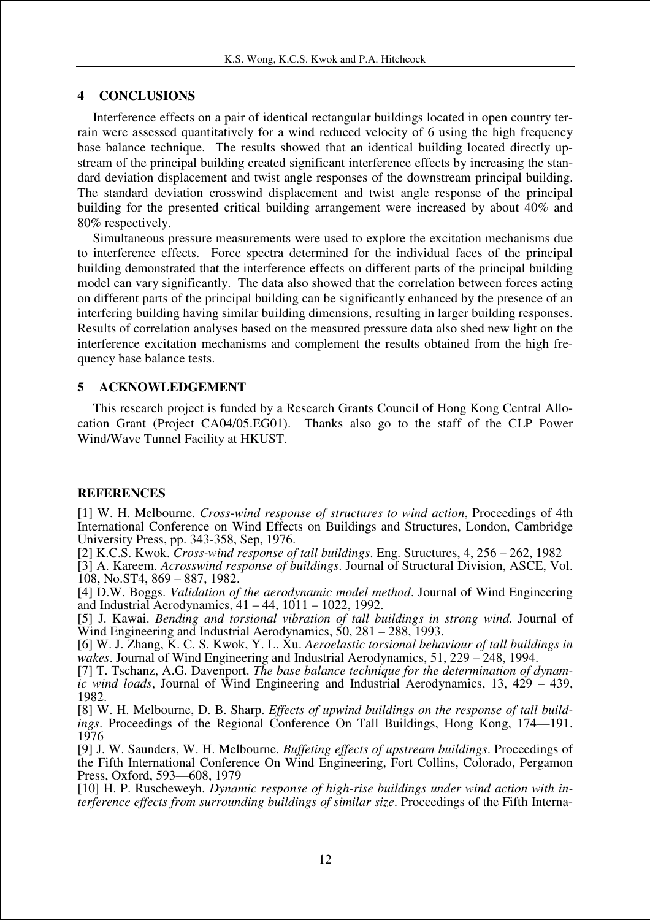## 4 CONCLUSIONS

Interference effects on a pair of identical rectangular buildings located in open country terrain were assessed quantitatively for a wind reduced velocity of 6 using the high frequency base balance technique. The results showed that an identical building located directly upstream of the principal building created significant interference effects by increasing the standard deviation displacement and twist angle responses of the downstream principal building. The standard deviation crosswind displacement and twist angle response of the principal building for the presented critical building arrangement were increased by about 40% and 80% respectively.

Simultaneous pressure measurements were used to explore the excitation mechanisms due to interference effects. Force spectra determined for the individual faces of the principal building demonstrated that the interference effects on different parts of the principal building model can vary significantly. The data also showed that the correlation between forces acting on different parts of the principal building can be significantly enhanced by the presence of an interfering building having similar building dimensions, resulting in larger building responses. Results of correlation analyses based on the measured pressure data also shed new light on the interference excitation mechanisms and complement the results obtained from the high frequency base balance tests.

## 5 ACKNOWLEDGEMENT

This research project is funded by a Research Grants Council of Hong Kong Central Allocation Grant (Project CA04/05.EG01). Thanks also go to the staff of the CLP Power Wind/Wave Tunnel Facility at HKUST.

## REFERENCES

[1] W. H. Melbourne. *Cross-wind response of structures to wind action*, Proceedings of 4th International Conference on Wind Effects on Buildings and Structures, London, Cambridge University Press, pp. 343-358, Sep, 1976.

[2] K.C.S. Kwok. *Cross-wind response of tall buildings*. Eng. Structures, 4, 256 – 262, 1982

[3] A. Kareem. *Acrosswind response of buildings*. Journal of Structural Division, ASCE, Vol. 108, No.ST4, 869 – 887, 1982.

[4] D.W. Boggs. *Validation of the aerodynamic model method*. Journal of Wind Engineering and Industrial Aerodynamics, 41 – 44, 1011 – 1022, 1992.

[5] J. Kawai. *Bending and torsional vibration of tall buildings in strong wind.* Journal of Wind Engineering and Industrial Aerodynamics, 50, 281 – 288, 1993.

[6] W. J. Zhang, K. C. S. Kwok, Y. L. Xu. *Aeroelastic torsional behaviour of tall buildings in wakes*. Journal of Wind Engineering and Industrial Aerodynamics, 51, 229 – 248, 1994.

[7] T. Tschanz, A.G. Davenport. *The base balance technique for the determination of dynamic wind loads*, Journal of Wind Engineering and Industrial Aerodynamics, 13, 429 – 439, 1982.

[8] W. H. Melbourne, D. B. Sharp. *Effects of upwind buildings on the response of tall buildings*. Proceedings of the Regional Conference On Tall Buildings, Hong Kong, 174—191. 1976

[9] J. W. Saunders, W. H. Melbourne. *Buffeting effects of upstream buildings*. Proceedings of the Fifth International Conference On Wind Engineering, Fort Collins, Colorado, Pergamon Press, Oxford, 593—608, 1979

[10] H. P. Ruscheweyh. *Dynamic response of high-rise buildings under wind action with interference effects from surrounding buildings of similar size*. Proceedings of the Fifth Interna-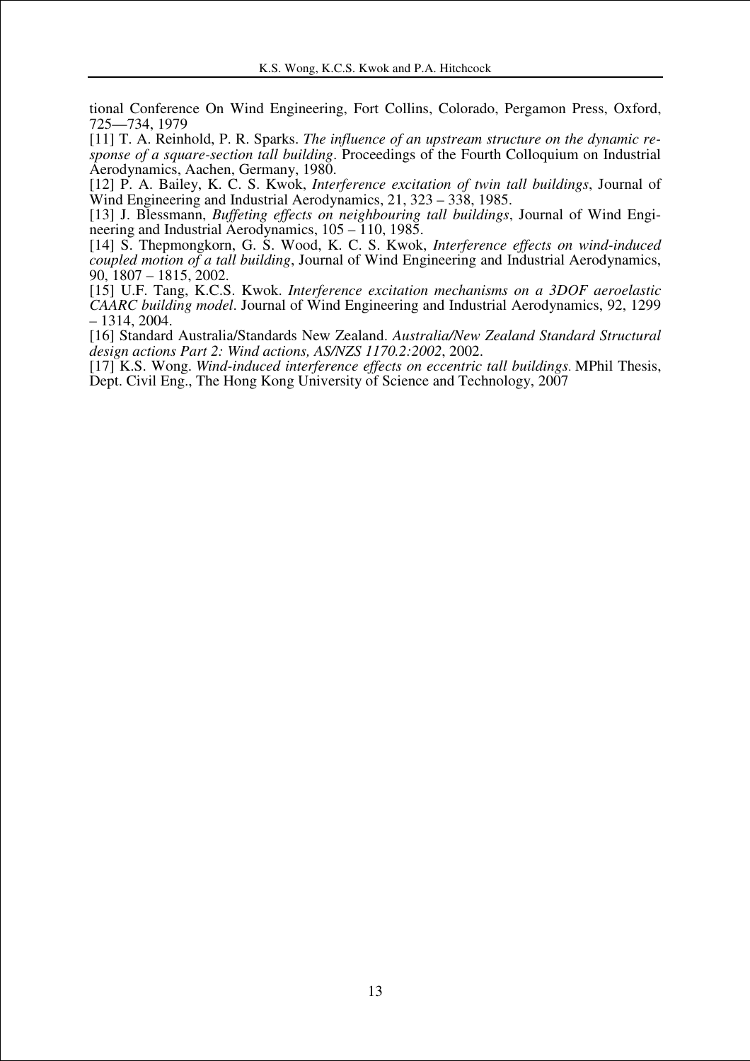tional Conference On Wind Engineering, Fort Collins, Colorado, Pergamon Press, Oxford, 725—734, 1979

[11] T. A. Reinhold, P. R. Sparks. *The influence of an upstream structure on the dynamic response of a square-section tall building*. Proceedings of the Fourth Colloquium on Industrial Aerodynamics, Aachen, Germany, 1980.

[12] P. A. Bailey, K. C. S. Kwok, *Interference excitation of twin tall buildings*, Journal of Wind Engineering and Industrial Aerodynamics, 21, 323 – 338, 1985.

[13] J. Blessmann, *Buffeting effects on neighbouring tall buildings*, Journal of Wind Engineering and Industrial Aerodynamics, 105 – 110, 1985.

[14] S. Thepmongkorn, G. S. Wood, K. C. S. Kwok, *Interference effects on wind-induced coupled motion of a tall building*, Journal of Wind Engineering and Industrial Aerodynamics, 90, 1807 – 1815, 2002.

[15] U.F. Tang, K.C.S. Kwok. *Interference excitation mechanisms on a 3DOF aeroelastic CAARC building model*. Journal of Wind Engineering and Industrial Aerodynamics, 92, 1299 – 1314, 2004.

[16] Standard Australia/Standards New Zealand. *Australia/New Zealand Standard Structural design actions Part 2: Wind actions, AS/NZS 1170.2:2002*, 2002.

[17] K.S. Wong. *Wind-induced interference effects on eccentric tall buildings*. MPhil Thesis, Dept. Civil Eng., The Hong Kong University of Science and Technology, 2007